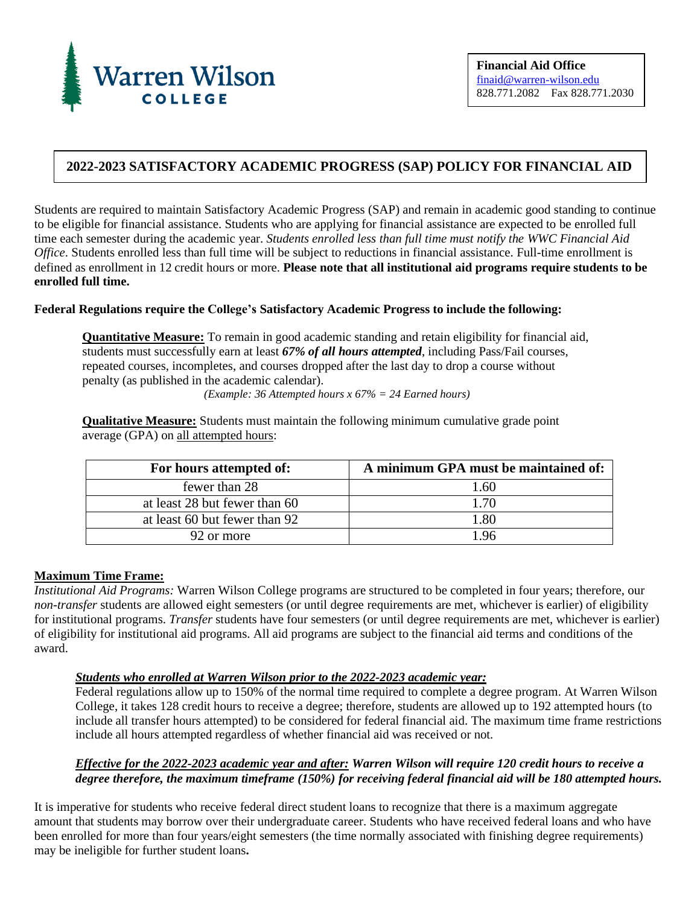Warren Wilson COLLEGE

**Financial Aid Office**
finaid@warren-wilson.edu
828.771.2082 Fax 828.771.2030

# 2022-2023 SATISFACTORY ACADEMIC PROGRESS (SAP) POLICY FOR FINANCIAL AID

Students are required to maintain Satisfactory Academic Progress (SAP) and remain in academic good standing to continue to be eligible for financial assistance. Students who are applying for financial assistance are expected to be enrolled full time each semester during the academic year. *Students enrolled less than full time must notify the WWC Financial Aid Office*. Students enrolled less than full time will be subject to reductions in financial assistance. Full-time enrollment is defined as enrollment in 12 credit hours or more. **Please note that all institutional aid programs require students to be enrolled full time.**

**Federal Regulations require the College's Satisfactory Academic Progress to include the following:**

**Quantitative Measure:** To remain in good academic standing and retain eligibility for financial aid, students must successfully earn at least ***67% of all hours attempted***, including Pass/Fail courses, repeated courses, incompletes, and courses dropped after the last day to drop a course without penalty (as published in the academic calendar).

*(Example: 36 Attempted hours x 67% = 24 Earned hours)*

**Qualitative Measure:** Students must maintain the following minimum cumulative grade point average (GPA) on all attempted hours:

| For hours attempted of: | A minimum GPA must be maintained of: |
|---|---|
| fewer than 28 | 1.60 |
| at least 28 but fewer than 60 | 1.70 |
| at least 60 but fewer than 92 | 1.80 |
| 92 or more | 1.96 |

**Maximum Time Frame:**

*Institutional Aid Programs:* Warren Wilson College programs are structured to be completed in four years; therefore, our *non-transfer* students are allowed eight semesters (or until degree requirements are met, whichever is earlier) of eligibility for institutional programs. *Transfer* students have four semesters (or until degree requirements are met, whichever is earlier) of eligibility for institutional aid programs. All aid programs are subject to the financial aid terms and conditions of the award.

***Students who enrolled at Warren Wilson prior to the 2022-2023 academic year:***

Federal regulations allow up to 150% of the normal time required to complete a degree program. At Warren Wilson College, it takes 128 credit hours to receive a degree; therefore, students are allowed up to 192 attempted hours (to include all transfer hours attempted) to be considered for federal financial aid. The maximum time frame restrictions include all hours attempted regardless of whether financial aid was received or not.

***Effective for the 2022-2023 academic year and after: Warren Wilson will require 120 credit hours to receive a degree therefore, the maximum timeframe (150%) for receiving federal financial aid will be 180 attempted hours.***

It is imperative for students who receive federal direct student loans to recognize that there is a maximum aggregate amount that students may borrow over their undergraduate career. Students who have received federal loans and who have been enrolled for more than four years/eight semesters (the time normally associated with finishing degree requirements) may be ineligible for further student loans**.**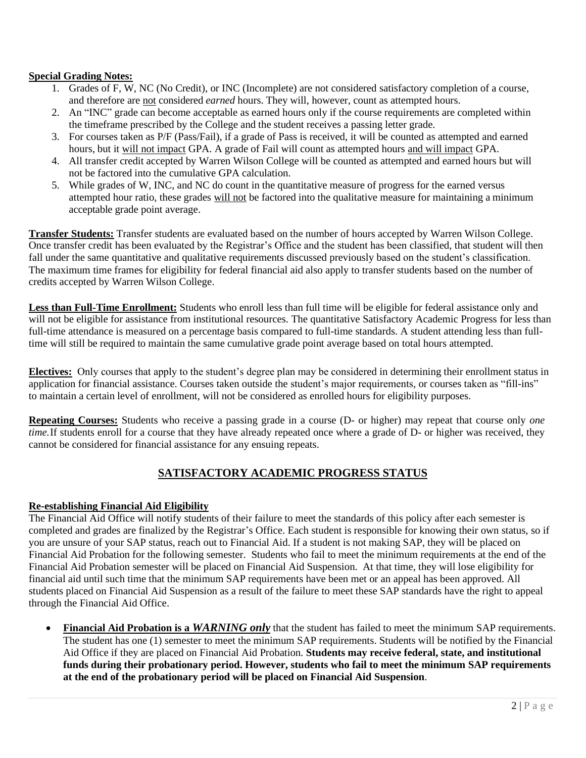**Special Grading Notes:**

1. Grades of F, W, NC (No Credit), or INC (Incomplete) are not considered satisfactory completion of a course, and therefore are not considered *earned* hours. They will, however, count as attempted hours.
2. An "INC" grade can become acceptable as earned hours only if the course requirements are completed within the timeframe prescribed by the College and the student receives a passing letter grade.
3. For courses taken as P/F (Pass/Fail), if a grade of Pass is received, it will be counted as attempted and earned hours, but it will not impact GPA. A grade of Fail will count as attempted hours and will impact GPA.
4. All transfer credit accepted by Warren Wilson College will be counted as attempted and earned hours but will not be factored into the cumulative GPA calculation.
5. While grades of W, INC, and NC do count in the quantitative measure of progress for the earned versus attempted hour ratio, these grades will not be factored into the qualitative measure for maintaining a minimum acceptable grade point average.

**Transfer Students:** Transfer students are evaluated based on the number of hours accepted by Warren Wilson College. Once transfer credit has been evaluated by the Registrar's Office and the student has been classified, that student will then fall under the same quantitative and qualitative requirements discussed previously based on the student's classification. The maximum time frames for eligibility for federal financial aid also apply to transfer students based on the number of credits accepted by Warren Wilson College.

**Less than Full-Time Enrollment:** Students who enroll less than full time will be eligible for federal assistance only and will not be eligible for assistance from institutional resources. The quantitative Satisfactory Academic Progress for less than full-time attendance is measured on a percentage basis compared to full-time standards. A student attending less than full-time will still be required to maintain the same cumulative grade point average based on total hours attempted.

**Electives:** Only courses that apply to the student's degree plan may be considered in determining their enrollment status in application for financial assistance. Courses taken outside the student's major requirements, or courses taken as "fill-ins" to maintain a certain level of enrollment, will not be considered as enrolled hours for eligibility purposes.

**Repeating Courses:** Students who receive a passing grade in a course (D- or higher) may repeat that course only *one time.* If students enroll for a course that they have already repeated once where a grade of D- or higher was received, they cannot be considered for financial assistance for any ensuing repeats.

## SATISFACTORY ACADEMIC PROGRESS STATUS

**Re-establishing Financial Aid Eligibility**

The Financial Aid Office will notify students of their failure to meet the standards of this policy after each semester is completed and grades are finalized by the Registrar's Office. Each student is responsible for knowing their own status, so if you are unsure of your SAP status, reach out to Financial Aid. If a student is not making SAP, they will be placed on Financial Aid Probation for the following semester. Students who fail to meet the minimum requirements at the end of the Financial Aid Probation semester will be placed on Financial Aid Suspension. At that time, they will lose eligibility for financial aid until such time that the minimum SAP requirements have been met or an appeal has been approved. All students placed on Financial Aid Suspension as a result of the failure to meet these SAP standards have the right to appeal through the Financial Aid Office.

- **Financial Aid Probation is a *WARNING only*** that the student has failed to meet the minimum SAP requirements. The student has one (1) semester to meet the minimum SAP requirements. Students will be notified by the Financial Aid Office if they are placed on Financial Aid Probation. **Students may receive federal, state, and institutional funds during their probationary period. However, students who fail to meet the minimum SAP requirements at the end of the probationary period will be placed on Financial Aid Suspension**.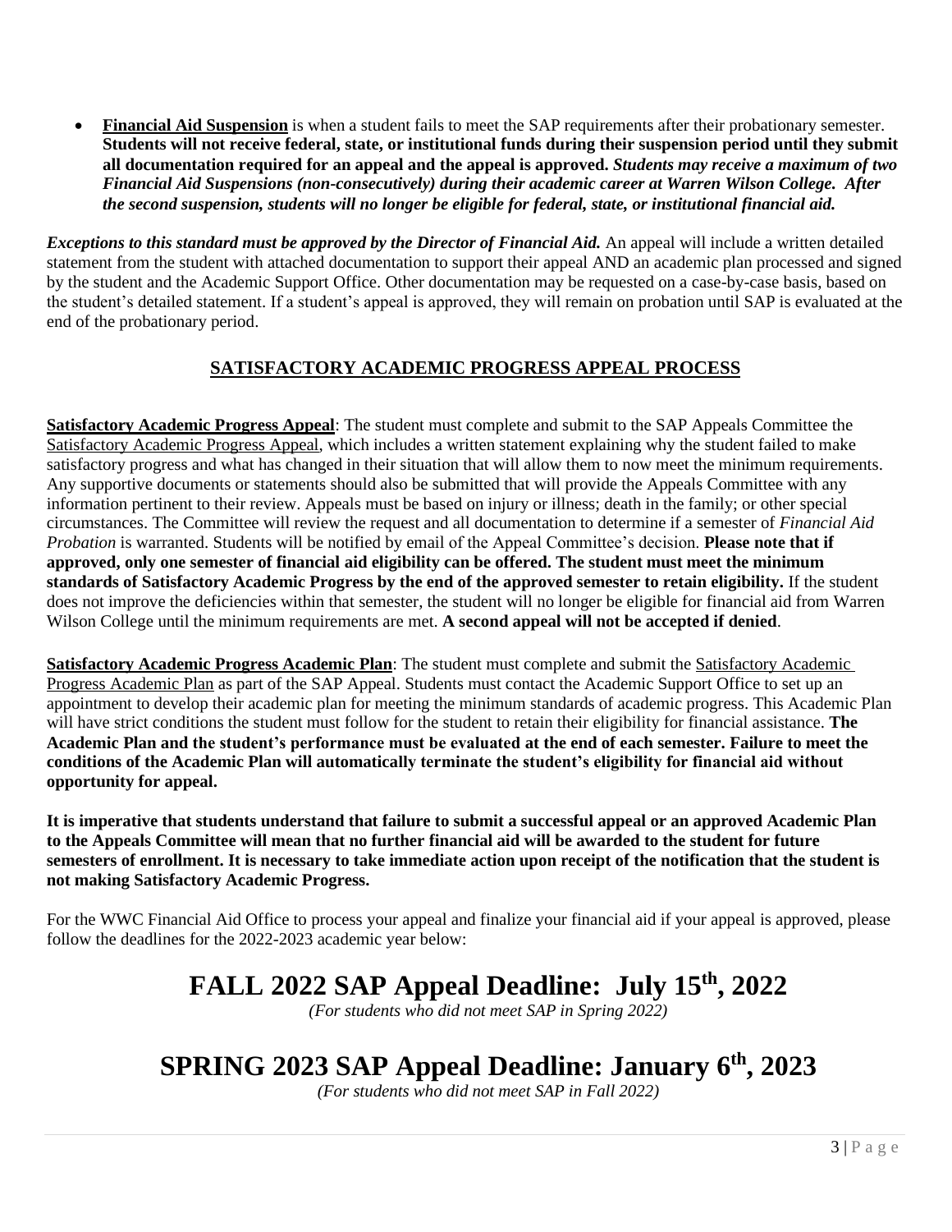- **Financial Aid Suspension** is when a student fails to meet the SAP requirements after their probationary semester. **Students will not receive federal, state, or institutional funds during their suspension period until they submit all documentation required for an appeal and the appeal is approved.** ***Students may receive a maximum of two Financial Aid Suspensions (non-consecutively) during their academic career at Warren Wilson College. After the second suspension, students will no longer be eligible for federal, state, or institutional financial aid.***

***Exceptions to this standard must be approved by the Director of Financial Aid.*** An appeal will include a written detailed statement from the student with attached documentation to support their appeal AND an academic plan processed and signed by the student and the Academic Support Office. Other documentation may be requested on a case-by-case basis, based on the student's detailed statement. If a student's appeal is approved, they will remain on probation until SAP is evaluated at the end of the probationary period.

## SATISFACTORY ACADEMIC PROGRESS APPEAL PROCESS

**Satisfactory Academic Progress Appeal**: The student must complete and submit to the SAP Appeals Committee the Satisfactory Academic Progress Appeal, which includes a written statement explaining why the student failed to make satisfactory progress and what has changed in their situation that will allow them to now meet the minimum requirements. Any supportive documents or statements should also be submitted that will provide the Appeals Committee with any information pertinent to their review. Appeals must be based on injury or illness; death in the family; or other special circumstances. The Committee will review the request and all documentation to determine if a semester of *Financial Aid Probation* is warranted. Students will be notified by email of the Appeal Committee's decision. **Please note that if approved, only one semester of financial aid eligibility can be offered. The student must meet the minimum standards of Satisfactory Academic Progress by the end of the approved semester to retain eligibility.** If the student does not improve the deficiencies within that semester, the student will no longer be eligible for financial aid from Warren Wilson College until the minimum requirements are met. **A second appeal will not be accepted if denied**.

**Satisfactory Academic Progress Academic Plan**: The student must complete and submit the Satisfactory Academic Progress Academic Plan as part of the SAP Appeal. Students must contact the Academic Support Office to set up an appointment to develop their academic plan for meeting the minimum standards of academic progress. This Academic Plan will have strict conditions the student must follow for the student to retain their eligibility for financial assistance. **The Academic Plan and the student's performance must be evaluated at the end of each semester. Failure to meet the conditions of the Academic Plan will automatically terminate the student's eligibility for financial aid without opportunity for appeal.**

**It is imperative that students understand that failure to submit a successful appeal or an approved Academic Plan to the Appeals Committee will mean that no further financial aid will be awarded to the student for future semesters of enrollment. It is necessary to take immediate action upon receipt of the notification that the student is not making Satisfactory Academic Progress.**

For the WWC Financial Aid Office to process your appeal and finalize your financial aid if your appeal is approved, please follow the deadlines for the 2022-2023 academic year below:

# FALL 2022 SAP Appeal Deadline: July 15th, 2022

*(For students who did not meet SAP in Spring 2022)*

# SPRING 2023 SAP Appeal Deadline: January 6th, 2023

*(For students who did not meet SAP in Fall 2022)*